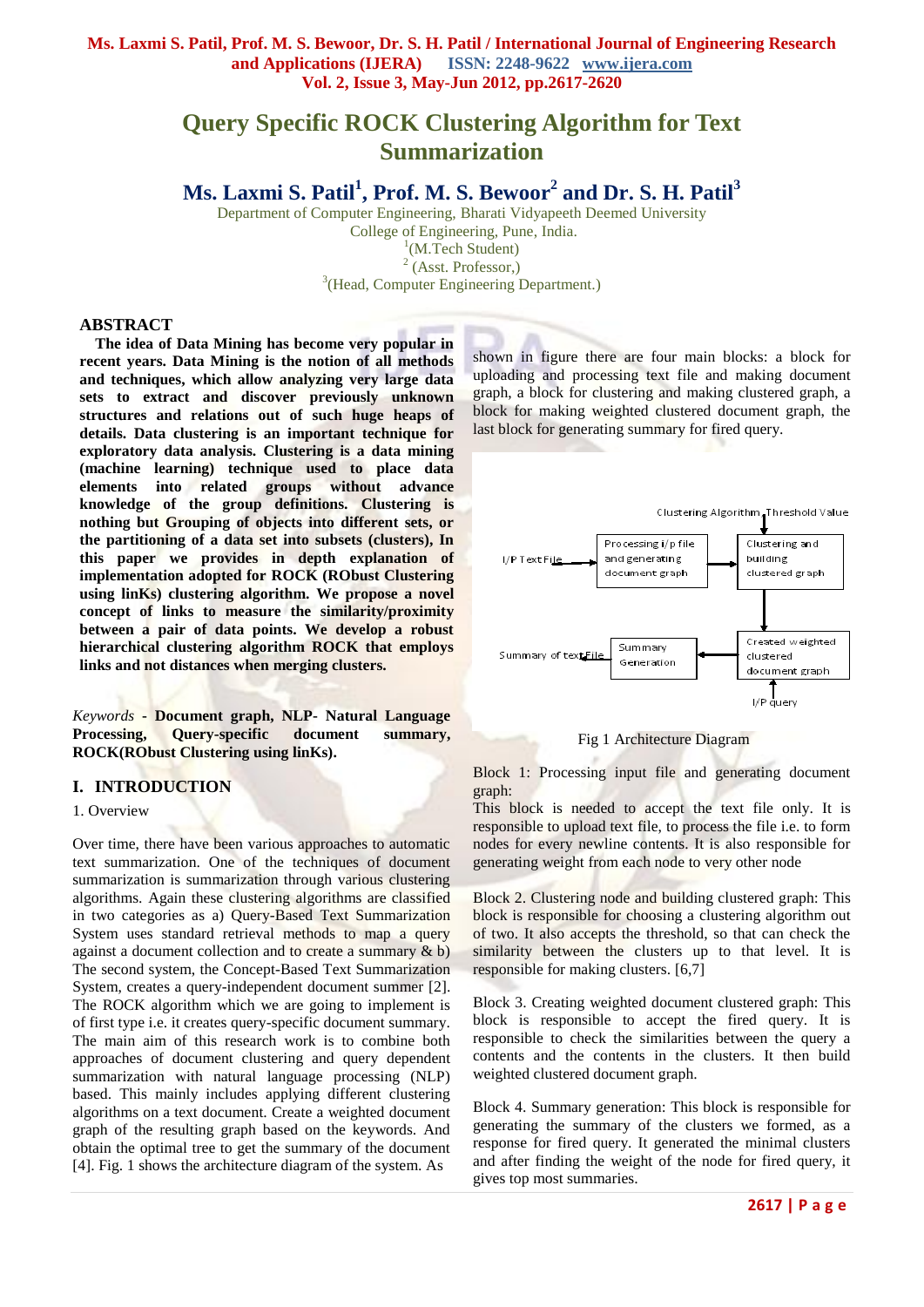# Query Specific ROCK Clustering Algorithm for Text Summarization

## Ms. Laxmi S. Patil[1], Prof. M. S. Bewoor[2] and Dr. S. H. Patil[3]

Department of Computer Engineering, Bharati Vidyapeeth Deemed University
College of Engineering, Pune, India.
[1](M.Tech Student)
[2] (Asst. Professor,)
[3](Head, Computer Engineering Department.)

### ABSTRACT

**The idea of Data Mining has become very popular in recent years. Data Mining is the notion of all methods and techniques, which allow analyzing very large data sets to extract and discover previously unknown structures and relations out of such huge heaps of details. Data clustering is an important technique for exploratory data analysis. Clustering is a data mining (machine learning) technique used to place data elements into related groups without advance knowledge of the group definitions. Clustering is nothing but Grouping of objects into different sets, or the partitioning of a data set into subsets (clusters), In this paper we provides in depth explanation of implementation adopted for ROCK (RObust Clustering using linKs) clustering algorithm. We propose a novel concept of links to measure the similarity/proximity between a pair of data points. We develop a robust hierarchical clustering algorithm ROCK that employs links and not distances when merging clusters.**

*Keywords* - **Document graph, NLP- Natural Language Processing, Query-specific document summary, ROCK(RObust Clustering using linKs).**

## I. INTRODUCTION

1. Overview

Over time, there have been various approaches to automatic text summarization. One of the techniques of document summarization is summarization through various clustering algorithms. Again these clustering algorithms are classified in two categories as a) Query-Based Text Summarization System uses standard retrieval methods to map a query against a document collection and to create a summary & b) The second system, the Concept-Based Text Summarization System, creates a query-independent document summer [2]. The ROCK algorithm which we are going to implement is of first type i.e. it creates query-specific document summary. The main aim of this research work is to combine both approaches of document clustering and query dependent summarization with natural language processing (NLP) based. This mainly includes applying different clustering algorithms on a text document. Create a weighted document graph of the resulting graph based on the keywords. And obtain the optimal tree to get the summary of the document [4]. Fig. 1 shows the architecture diagram of the system. As shown in figure there are four main blocks: a block for uploading and processing text file and making document graph, a block for clustering and making clustered graph, a block for making weighted clustered document graph, the last block for generating summary for fired query.

Fig 1 Architecture Diagram

Block 1: Processing input file and generating document graph:
This block is needed to accept the text file only. It is responsible to upload text file, to process the file i.e. to form nodes for every newline contents. It is also responsible for generating weight from each node to very other node

Block 2. Clustering node and building clustered graph: This block is responsible for choosing a clustering algorithm out of two. It also accepts the threshold, so that can check the similarity between the clusters up to that level. It is responsible for making clusters. [6,7]

Block 3. Creating weighted document clustered graph: This block is responsible to accept the fired query. It is responsible to check the similarities between the query a contents and the contents in the clusters. It then build weighted clustered document graph.

Block 4. Summary generation: This block is responsible for generating the summary of the clusters we formed, as a response for fired query. It generated the minimal clusters and after finding the weight of the node for fired query, it gives top most summaries.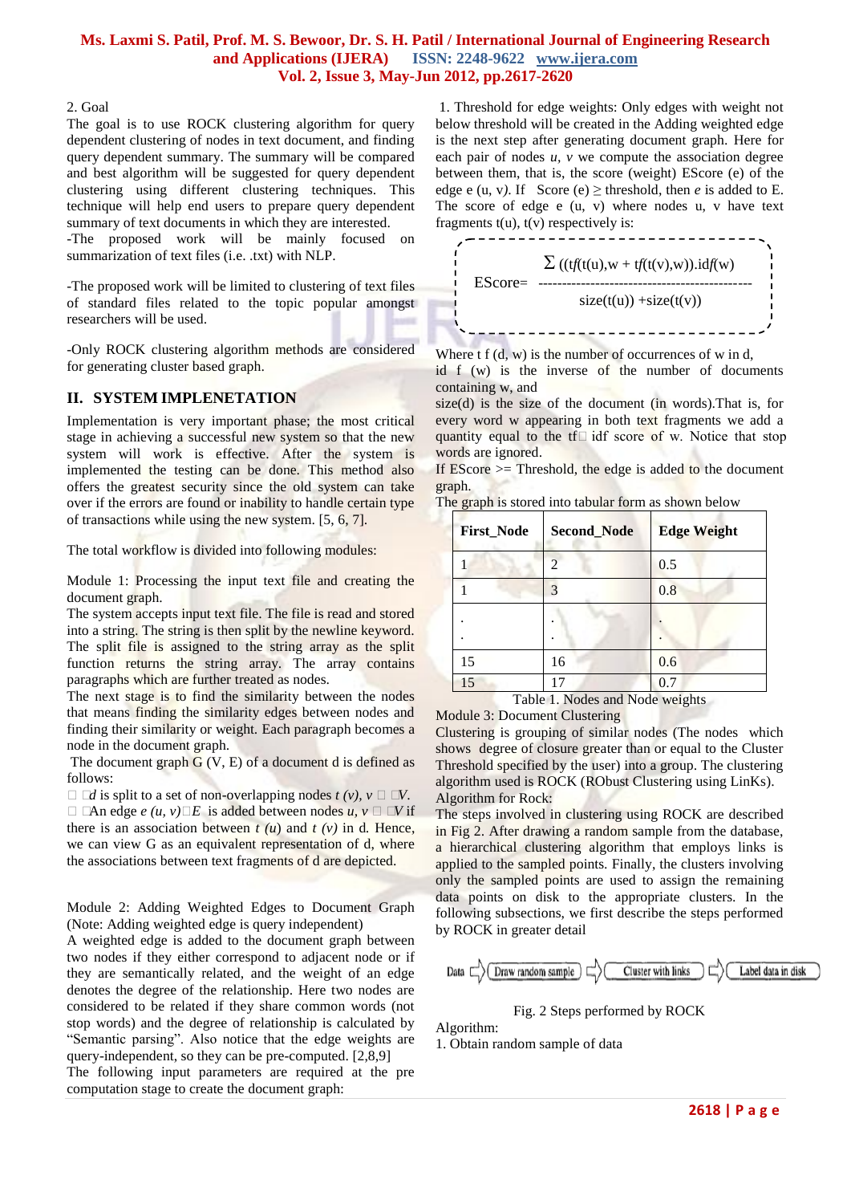2. Goal

The goal is to use ROCK clustering algorithm for query dependent clustering of nodes in text document, and finding query dependent summary. The summary will be compared and best algorithm will be suggested for query dependent clustering using different clustering techniques. This technique will help end users to prepare query dependent summary of text documents in which they are interested.

-The proposed work will be mainly focused on summarization of text files (i.e. .txt) with NLP.

-The proposed work will be limited to clustering of text files of standard files related to the topic popular amongst researchers will be used.

-Only ROCK clustering algorithm methods are considered for generating cluster based graph.

## II. SYSTEM IMPLENETATION

Implementation is very important phase; the most critical stage in achieving a successful new system so that the new system will work is effective. After the system is implemented the testing can be done. This method also offers the greatest security since the old system can take over if the errors are found or inability to handle certain type of transactions while using the new system. [5, 6, 7].

The total workflow is divided into following modules:

Module 1: Processing the input text file and creating the document graph.

The system accepts input text file. The file is read and stored into a string. The string is then split by the newline keyword. The split file is assigned to the string array as the split function returns the string array. The array contains paragraphs which are further treated as nodes.

The next stage is to find the similarity between the nodes that means finding the similarity edges between nodes and finding their similarity or weight. Each paragraph becomes a node in the document graph.

The document graph G (V, E) of a document d is defined as follows:

- $d$ is split to a set of non-overlapping nodes $t(v)$, $v \in V$.
- An edge $e(u, v) \in E$ is added between nodes $u, v \in V$ if there is an association between $t(u)$ and $t(v)$ in d. Hence, we can view G as an equivalent representation of d, where the associations between text fragments of d are depicted.

Module 2: Adding Weighted Edges to Document Graph (Note: Adding weighted edge is query independent)

A weighted edge is added to the document graph between two nodes if they either correspond to adjacent node or if they are semantically related, and the weight of an edge denotes the degree of the relationship. Here two nodes are considered to be related if they share common words (not stop words) and the degree of relationship is calculated by "Semantic parsing". Also notice that the edge weights are query-independent, so they can be pre-computed. [2,8,9]

The following input parameters are required at the pre computation stage to create the document graph:

1. Threshold for edge weights: Only edges with weight not below threshold will be created in the Adding weighted edge is the next step after generating document graph. Here for each pair of nodes $u$, $v$ we compute the association degree between them, that is, the score (weight) EScore (e) of the edge e (u, v). If Score (e) $\geq$ threshold, then $e$ is added to E. The score of edge e (u, v) where nodes u, v have text fragments t(u), t(v) respectively is:

$$\text{EScore} = \frac{\sum \left((tf(t(u),w + tf(t(v),w)).idf(w)\right)}{\text{size}(t(u)) + \text{size}(t(v))}$$

Where t f (d, w) is the number of occurrences of w in d,

id f (w) is the inverse of the number of documents containing w, and

size(d) is the size of the document (in words).That is, for every word w appearing in both text fragments we add a quantity equal to the tf idf score of w. Notice that stop words are ignored.

If EScore >= Threshold, the edge is added to the document graph.

The graph is stored into tabular form as shown below

| First_Node | Second_Node | Edge Weight |
|---|---|---|
| 1 | 2 | 0.5 |
| 1 | 3 | 0.8 |
| .<br>. | .<br>. | .<br>. |
| 15 | 16 | 0.6 |
| 15 | 17 | 0.7 |

Table 1. Nodes and Node weights

Module 3: Document Clustering

Clustering is grouping of similar nodes (The nodes which shows degree of closure greater than or equal to the Cluster Threshold specified by the user) into a group. The clustering algorithm used is ROCK (RObust Clustering using LinKs).

Algorithm for Rock:

The steps involved in clustering using ROCK are described in Fig 2. After drawing a random sample from the database, a hierarchical clustering algorithm that employs links is applied to the sampled points. Finally, the clusters involving only the sampled points are used to assign the remaining data points on disk to the appropriate clusters. In the following subsections, we first describe the steps performed by ROCK in greater detail

Data ⇨ Draw random sample ⇨ Cluster with links ⇨ Label data in disk

Fig. 2 Steps performed by ROCK

Algorithm:

1. Obtain random sample of data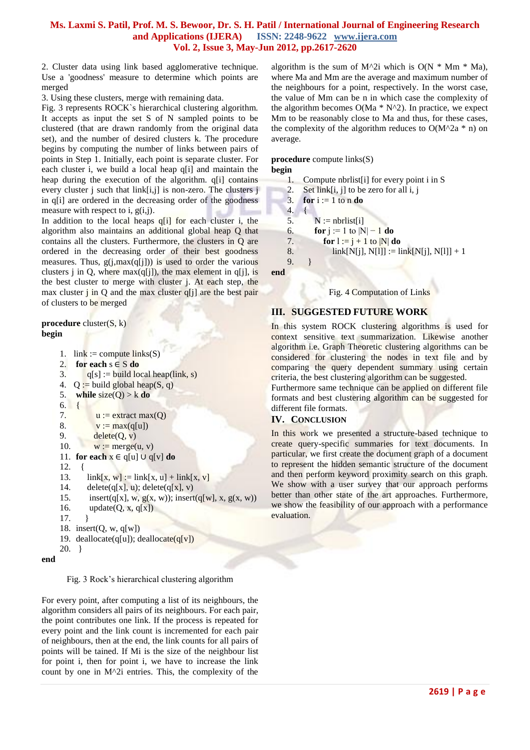2. Cluster data using link based agglomerative technique. Use a 'goodness' measure to determine which points are merged

3. Using these clusters, merge with remaining data.

Fig. 3 represents ROCK`s hierarchical clustering algorithm. It accepts as input the set S of N sampled points to be clustered (that are drawn randomly from the original data set), and the number of desired clusters k. The procedure begins by computing the number of links between pairs of points in Step 1. Initially, each point is separate cluster. For each cluster i, we build a local heap q[i] and maintain the heap during the execution of the algorithm. q[i] contains every cluster j such that link[i,j] is non-zero. The clusters j in q[i] are ordered in the decreasing order of the goodness measure with respect to i, g(i,j).

In addition to the local heaps q[i] for each cluster i, the algorithm also maintains an additional global heap Q that contains all the clusters. Furthermore, the clusters in Q are ordered in the decreasing order of their best goodness measures. Thus, g(j,max(q[j])) is used to order the various clusters j in Q, where max(q[j]), the max element in q[j], is the best cluster to merge with cluster j. At each step, the max cluster j in Q and the max cluster q[j] are the best pair of clusters to be merged

**procedure** cluster(S, k)
**begin**

```
1.  link := compute links(S)
2.  for each s ∈ S do
3.      q[s] := build local heap(link, s)
4.  Q := build global heap(S, q)
5.  while size(Q) > k do
6.  {
7.      u := extract max(Q)
8.      v := max(q[u])
9.      delete(Q, v)
10.     w := merge(u, v)
11. for each x ∈ q[u] ∪ q[v] do
12.  {
13.     link[x, w] := link[x, u] + link[x, v]
14.     delete(q[x], u); delete(q[x], v)
15.     insert(q[x], w, g(x, w)); insert(q[w], x, g(x, w))
16.     update(Q, x, q[x])
17.  }
18. insert(Q, w, q[w])
19. deallocate(q[u]); deallocate(q[v])
20. }
```

**end**

Fig. 3 Rock's hierarchical clustering algorithm

For every point, after computing a list of its neighbours, the algorithm considers all pairs of its neighbours. For each pair, the point contributes one link. If the process is repeated for every point and the link count is incremented for each pair of neighbours, then at the end, the link counts for all pairs of points will be tained. If Mi is the size of the neighbour list for point i, then for point i, we have to increase the link count by one in M^2i entries. This, the complexity of the algorithm is the sum of M^2i which is O(N * Mm * Ma), where Ma and Mm are the average and maximum number of the neighbours for a point, respectively. In the worst case, the value of Mm can be n in which case the complexity of the algorithm becomes O(Ma * N^2). In practice, we expect Mm to be reasonably close to Ma and thus, for these cases, the complexity of the algorithm reduces to O(M^2a * n) on average.

**procedure** compute links(S)
**begin**

```
1.  Compute nbrlist[i] for every point i in S
2.  Set link[i, j] to be zero for all i, j
3.  for i := 1 to n do
4.  {
5.      N := nbrlist[i]
6.      for j := 1 to |N| − 1 do
7.          for l := j + 1 to |N| do
8.              link[N[j], N[l]] := link[N[j], N[l]] + 1
9.  }
```

**end**

Fig. 4 Computation of Links

## III. SUGGESTED FUTURE WORK

In this system ROCK clustering algorithms is used for context sensitive text summarization. Likewise another algorithm i.e. Graph Theoretic clustering algorithms can be considered for clustering the nodes in text file and by comparing the query dependent summary using certain criteria, the best clustering algorithm can be suggested.

Furthermore same technique can be applied on different file formats and best clustering algorithm can be suggested for different file formats.

## IV. CONCLUSION

In this work we presented a structure-based technique to create query-specific summaries for text documents. In particular, we first create the document graph of a document to represent the hidden semantic structure of the document and then perform keyword proximity search on this graph. We show with a user survey that our approach performs better than other state of the art approaches. Furthermore, we show the feasibility of our approach with a performance evaluation.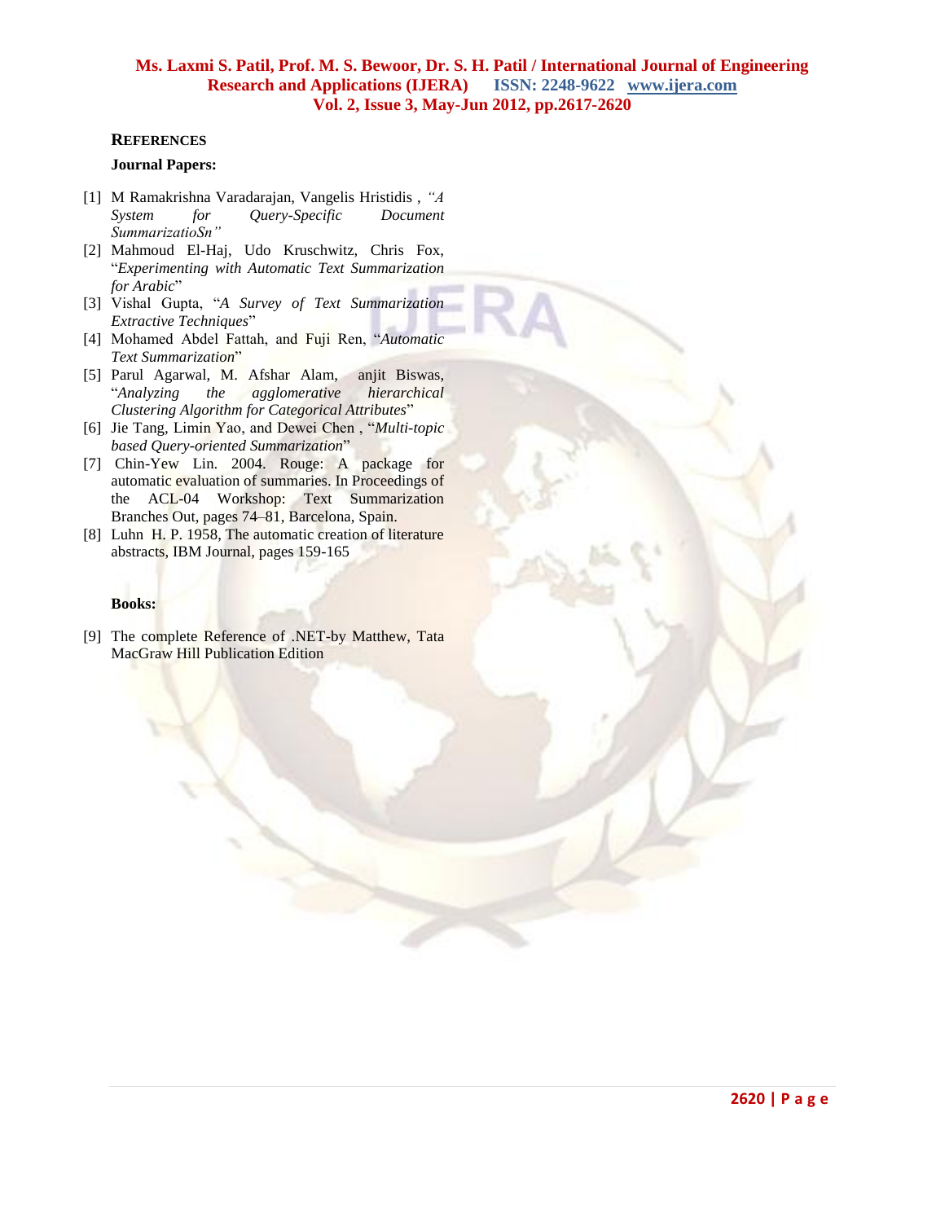## REFERENCES

### Journal Papers:

[1] M Ramakrishna Varadarajan, Vangelis Hristidis , *"A System for Query-Specific Document SummarizatioSn"*

[2] Mahmoud El-Haj, Udo Kruschwitz, Chris Fox, "*Experimenting with Automatic Text Summarization for Arabic*"

[3] Vishal Gupta, "*A Survey of Text Summarization Extractive Techniques*"

[4] Mohamed Abdel Fattah, and Fuji Ren, "*Automatic Text Summarization*"

[5] Parul Agarwal, M. Afshar Alam, anjit Biswas, "*Analyzing the agglomerative hierarchical Clustering Algorithm for Categorical Attributes*"

[6] Jie Tang, Limin Yao, and Dewei Chen , "*Multi-topic based Query-oriented Summarization*"

[7] Chin-Yew Lin. 2004. Rouge: A package for automatic evaluation of summaries. In Proceedings of the ACL-04 Workshop: Text Summarization Branches Out, pages 74–81, Barcelona, Spain.

[8] Luhn H. P. 1958, The automatic creation of literature abstracts, IBM Journal, pages 159-165

### Books:

[9] The complete Reference of .NET-by Matthew, Tata MacGraw Hill Publication Edition